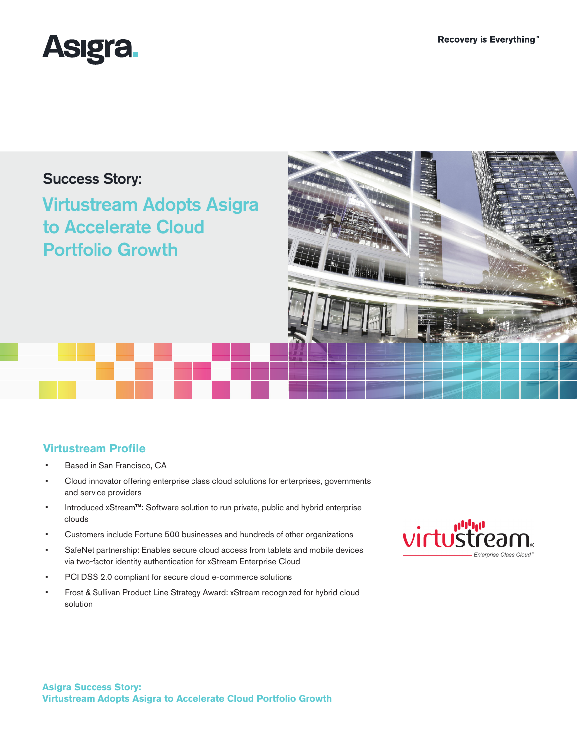Recovery is Everything™

# Success Story:

## Virtustream Adopts Asigra to Accelerate Cloud Portfolio Growth

### Virtustream Profile

- Based in San Francisco, CA
- Cloud innovator offering enterprise class cloud solutions for enterprises, governments and service providers
- Introduced xStream™: Software solution to run private, public and hybrid enterprise clouds
- Customers include Fortune 500 businesses and hundreds of other organizations
- SafeNet partnership: Enables secure cloud access from tablets and mobile devices via two-factor identity authentication for xStream Enterprise Cloud
- PCI DSS 2.0 compliant for secure cloud e-commerce solutions
- Frost & Sullivan Product Line Strategy Award: xStream recognized for hybrid cloud solution

virtustream® Enterprise Class Cloud™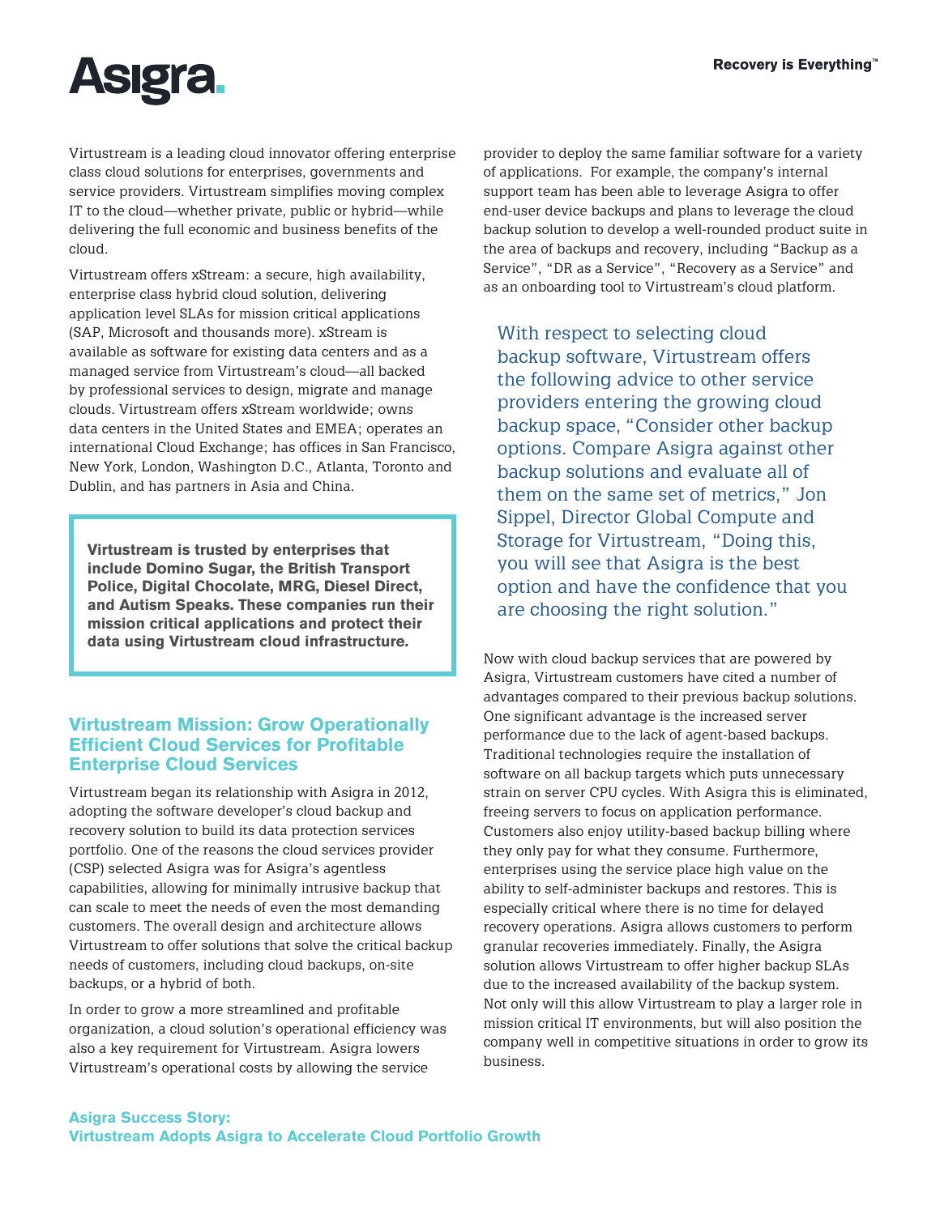Virtustream is a leading cloud innovator offering enterprise class cloud solutions for enterprises, governments and service providers. Virtustream simplifies moving complex IT to the cloud—whether private, public or hybrid—while delivering the full economic and business benefits of the cloud.

Virtustream offers xStream: a secure, high availability, enterprise class hybrid cloud solution, delivering application level SLAs for mission critical applications (SAP, Microsoft and thousands more). xStream is available as software for existing data centers and as a managed service from Virtustream's cloud—all backed by professional services to design, migrate and manage clouds. Virtustream offers xStream worldwide; owns data centers in the United States and EMEA; operates an international Cloud Exchange; has offices in San Francisco, New York, London, Washington D.C., Atlanta, Toronto and Dublin, and has partners in Asia and China.

> **Virtustream is trusted by enterprises that include Domino Sugar, the British Transport Police, Digital Chocolate, MRG, Diesel Direct, and Autism Speaks. These companies run their mission critical applications and protect their data using Virtustream cloud infrastructure.**

## Virtustream Mission: Grow Operationally Efficient Cloud Services for Profitable Enterprise Cloud Services

Virtustream began its relationship with Asigra in 2012, adopting the software developer's cloud backup and recovery solution to build its data protection services portfolio. One of the reasons the cloud services provider (CSP) selected Asigra was for Asigra's agentless capabilities, allowing for minimally intrusive backup that can scale to meet the needs of even the most demanding customers. The overall design and architecture allows Virtustream to offer solutions that solve the critical backup needs of customers, including cloud backups, on-site backups, or a hybrid of both.

In order to grow a more streamlined and profitable organization, a cloud solution's operational efficiency was also a key requirement for Virtustream. Asigra lowers Virtustream's operational costs by allowing the service provider to deploy the same familiar software for a variety of applications. For example, the company's internal support team has been able to leverage Asigra to offer end-user device backups and plans to leverage the cloud backup solution to develop a well-rounded product suite in the area of backups and recovery, including "Backup as a Service", "DR as a Service", "Recovery as a Service" and as an onboarding tool to Virtustream's cloud platform.

> With respect to selecting cloud backup software, Virtustream offers the following advice to other service providers entering the growing cloud backup space, "Consider other backup options. Compare Asigra against other backup solutions and evaluate all of them on the same set of metrics," Jon Sippel, Director Global Compute and Storage for Virtustream, "Doing this, you will see that Asigra is the best option and have the confidence that you are choosing the right solution."

Now with cloud backup services that are powered by Asigra, Virtustream customers have cited a number of advantages compared to their previous backup solutions. One significant advantage is the increased server performance due to the lack of agent-based backups. Traditional technologies require the installation of software on all backup targets which puts unnecessary strain on server CPU cycles. With Asigra this is eliminated, freeing servers to focus on application performance. Customers also enjoy utility-based backup billing where they only pay for what they consume. Furthermore, enterprises using the service place high value on the ability to self-administer backups and restores. This is especially critical where there is no time for delayed recovery operations. Asigra allows customers to perform granular recoveries immediately. Finally, the Asigra solution allows Virtustream to offer higher backup SLAs due to the increased availability of the backup system. Not only will this allow Virtustream to play a larger role in mission critical IT environments, but will also position the company well in competitive situations in order to grow its business.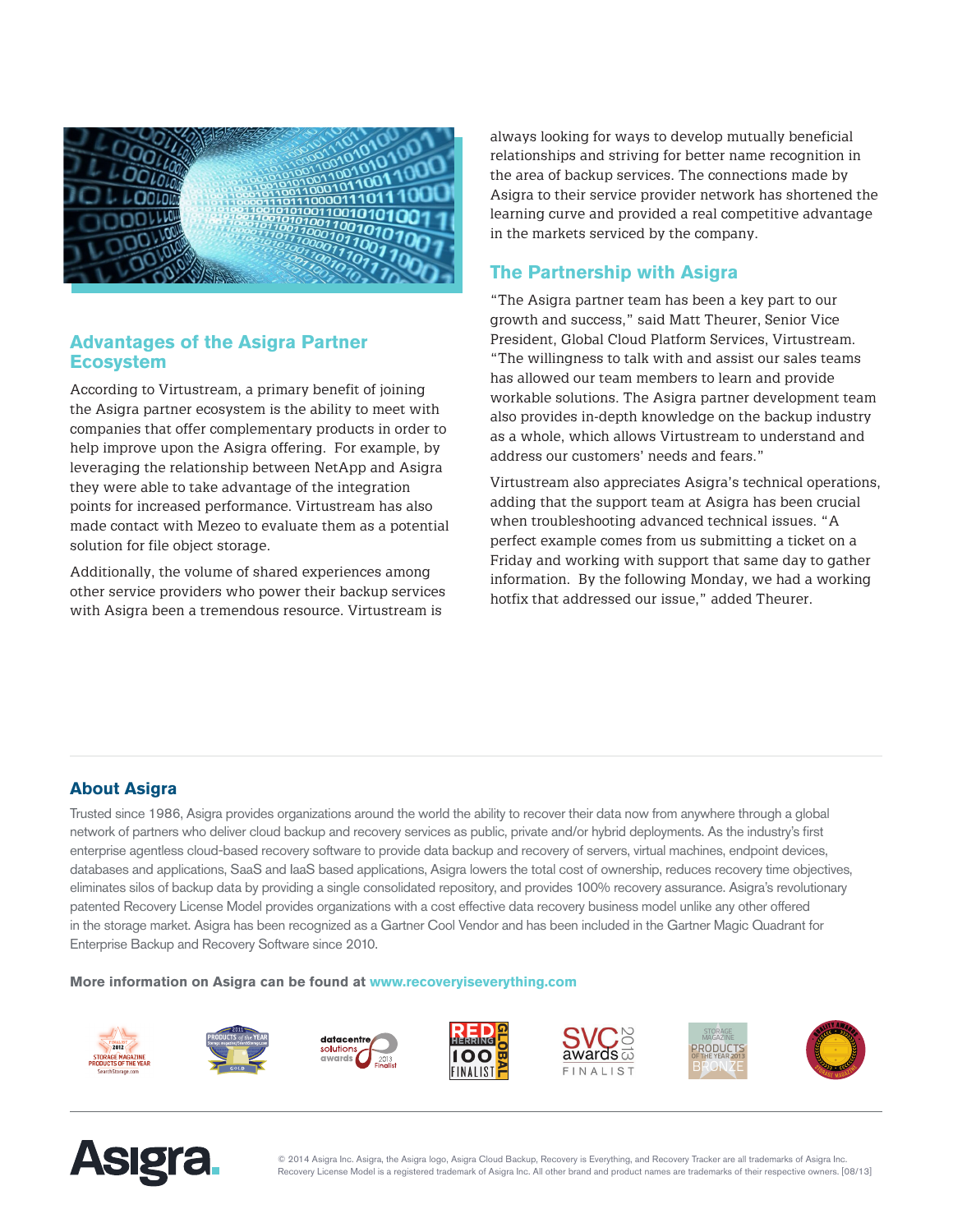## Advantages of the Asigra Partner Ecosystem

According to Virtustream, a primary benefit of joining the Asigra partner ecosystem is the ability to meet with companies that offer complementary products in order to help improve upon the Asigra offering. For example, by leveraging the relationship between NetApp and Asigra they were able to take advantage of the integration points for increased performance. Virtustream has also made contact with Mezeo to evaluate them as a potential solution for file object storage.

Additionally, the volume of shared experiences among other service providers who power their backup services with Asigra been a tremendous resource. Virtustream is always looking for ways to develop mutually beneficial relationships and striving for better name recognition in the area of backup services. The connections made by Asigra to their service provider network has shortened the learning curve and provided a real competitive advantage in the markets serviced by the company.

## The Partnership with Asigra

"The Asigra partner team has been a key part to our growth and success," said Matt Theurer, Senior Vice President, Global Cloud Platform Services, Virtustream. "The willingness to talk with and assist our sales teams has allowed our team members to learn and provide workable solutions. The Asigra partner development team also provides in-depth knowledge on the backup industry as a whole, which allows Virtustream to understand and address our customers' needs and fears."

Virtustream also appreciates Asigra's technical operations, adding that the support team at Asigra has been crucial when troubleshooting advanced technical issues. "A perfect example comes from us submitting a ticket on a Friday and working with support that same day to gather information. By the following Monday, we had a working hotfix that addressed our issue," added Theurer.

## About Asigra

Trusted since 1986, Asigra provides organizations around the world the ability to recover their data now from anywhere through a global network of partners who deliver cloud backup and recovery services as public, private and/or hybrid deployments. As the industry's first enterprise agentless cloud-based recovery software to provide data backup and recovery of servers, virtual machines, endpoint devices, databases and applications, SaaS and IaaS based applications, Asigra lowers the total cost of ownership, reduces recovery time objectives, eliminates silos of backup data by providing a single consolidated repository, and provides 100% recovery assurance. Asigra's revolutionary patented Recovery License Model provides organizations with a cost effective data recovery business model unlike any other offered in the storage market. Asigra has been recognized as a Gartner Cool Vendor and has been included in the Gartner Magic Quadrant for Enterprise Backup and Recovery Software since 2010.

**More information on Asigra can be found at www.recoveryiseverything.com**

Asigra.

© 2014 Asigra Inc. Asigra, the Asigra logo, Asigra Cloud Backup, Recovery is Everything, and Recovery Tracker are all trademarks of Asigra Inc. Recovery License Model is a registered trademark of Asigra Inc. All other brand and product names are trademarks of their respective owners. [08/13]